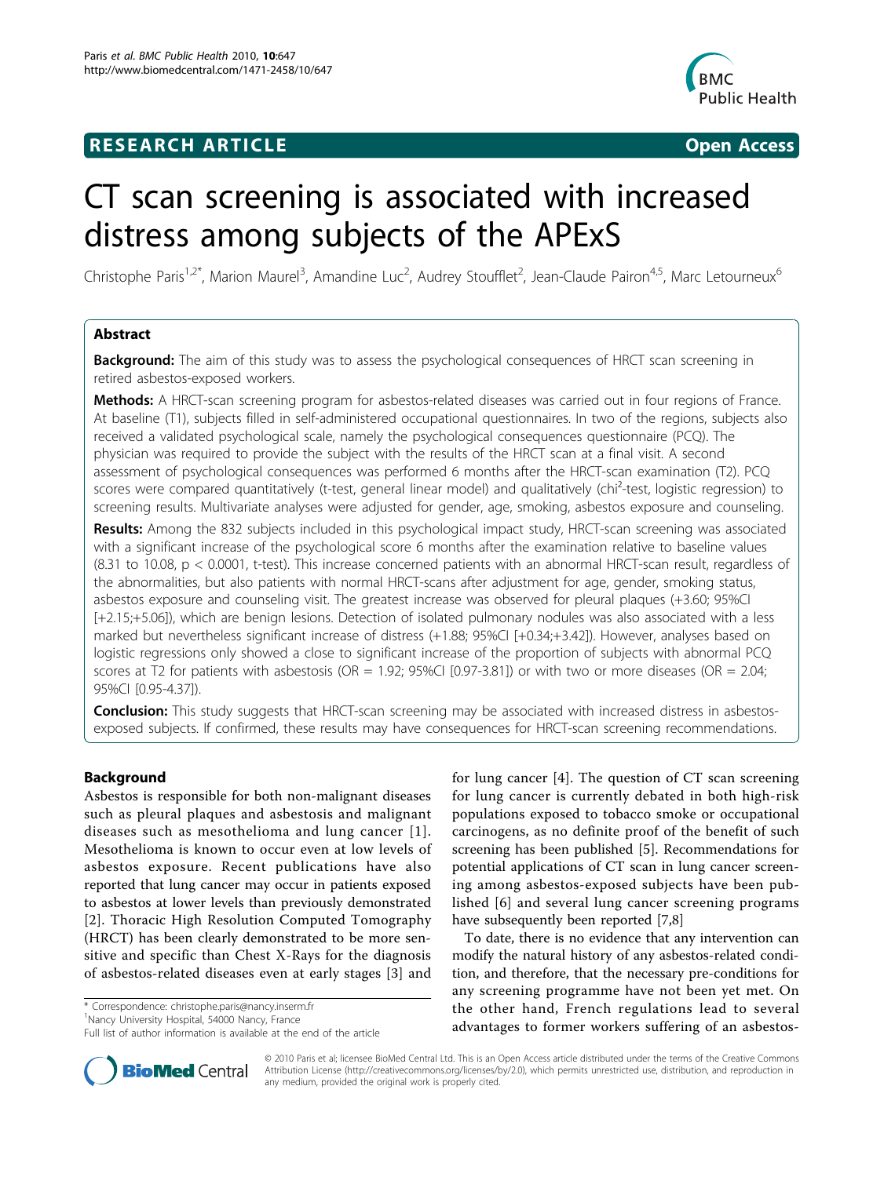# RESEARCH ARTICLE

Open Access

# CT scan screening is associated with increased distress among subjects of the APExS

Christophe Paris[1,2*], Marion Maurel[3], Amandine Luc[2], Audrey Stoufflet[2], Jean-Claude Pairon[4,5], Marc Letourneux[6]

## Abstract

**Background:** The aim of this study was to assess the psychological consequences of HRCT scan screening in retired asbestos-exposed workers.

**Methods:** A HRCT-scan screening program for asbestos-related diseases was carried out in four regions of France. At baseline (T1), subjects filled in self-administered occupational questionnaires. In two of the regions, subjects also received a validated psychological scale, namely the psychological consequences questionnaire (PCQ). The physician was required to provide the subject with the results of the HRCT scan at a final visit. A second assessment of psychological consequences was performed 6 months after the HRCT-scan examination (T2). PCQ scores were compared quantitatively (t-test, general linear model) and qualitatively (chi²-test, logistic regression) to screening results. Multivariate analyses were adjusted for gender, age, smoking, asbestos exposure and counseling.

**Results:** Among the 832 subjects included in this psychological impact study, HRCT-scan screening was associated with a significant increase of the psychological score 6 months after the examination relative to baseline values (8.31 to 10.08, $p < 0.0001$, t-test). This increase concerned patients with an abnormal HRCT-scan result, regardless of the abnormalities, but also patients with normal HRCT-scans after adjustment for age, gender, smoking status, asbestos exposure and counseling visit. The greatest increase was observed for pleural plaques (+3.60; 95%CI [+2.15;+5.06]), which are benign lesions. Detection of isolated pulmonary nodules was also associated with a less marked but nevertheless significant increase of distress (+1.88; 95%CI [+0.34;+3.42]). However, analyses based on logistic regressions only showed a close to significant increase of the proportion of subjects with abnormal PCQ scores at T2 for patients with asbestosis (OR = 1.92; 95%CI [0.97-3.81]) or with two or more diseases (OR = 2.04; 95%CI [0.95-4.37]).

**Conclusion:** This study suggests that HRCT-scan screening may be associated with increased distress in asbestos-exposed subjects. If confirmed, these results may have consequences for HRCT-scan screening recommendations.

## Background

Asbestos is responsible for both non-malignant diseases such as pleural plaques and asbestosis and malignant diseases such as mesothelioma and lung cancer [1]. Mesothelioma is known to occur even at low levels of asbestos exposure. Recent publications have also reported that lung cancer may occur in patients exposed to asbestos at lower levels than previously demonstrated [2]. Thoracic High Resolution Computed Tomography (HRCT) has been clearly demonstrated to be more sensitive and specific than Chest X-Rays for the diagnosis of asbestos-related diseases even at early stages [3] and for lung cancer [4]. The question of CT scan screening for lung cancer is currently debated in both high-risk populations exposed to tobacco smoke or occupational carcinogens, as no definite proof of the benefit of such screening has been published [5]. Recommendations for potential applications of CT scan in lung cancer screening among asbestos-exposed subjects have been published [6] and several lung cancer screening programs have subsequently been reported [7,8]

To date, there is no evidence that any intervention can modify the natural history of any asbestos-related condition, and therefore, that the necessary pre-conditions for any screening programme have not been yet met. On the other hand, French regulations lead to several advantages to former workers suffering of an asbestos-

\* Correspondence: christophe.paris@nancy.inserm.fr
[1]Nancy University Hospital, 54000 Nancy, France
Full list of author information is available at the end of the article

© 2010 Paris et al; licensee BioMed Central Ltd. This is an Open Access article distributed under the terms of the Creative Commons Attribution License (http://creativecommons.org/licenses/by/2.0), which permits unrestricted use, distribution, and reproduction in any medium, provided the original work is properly cited.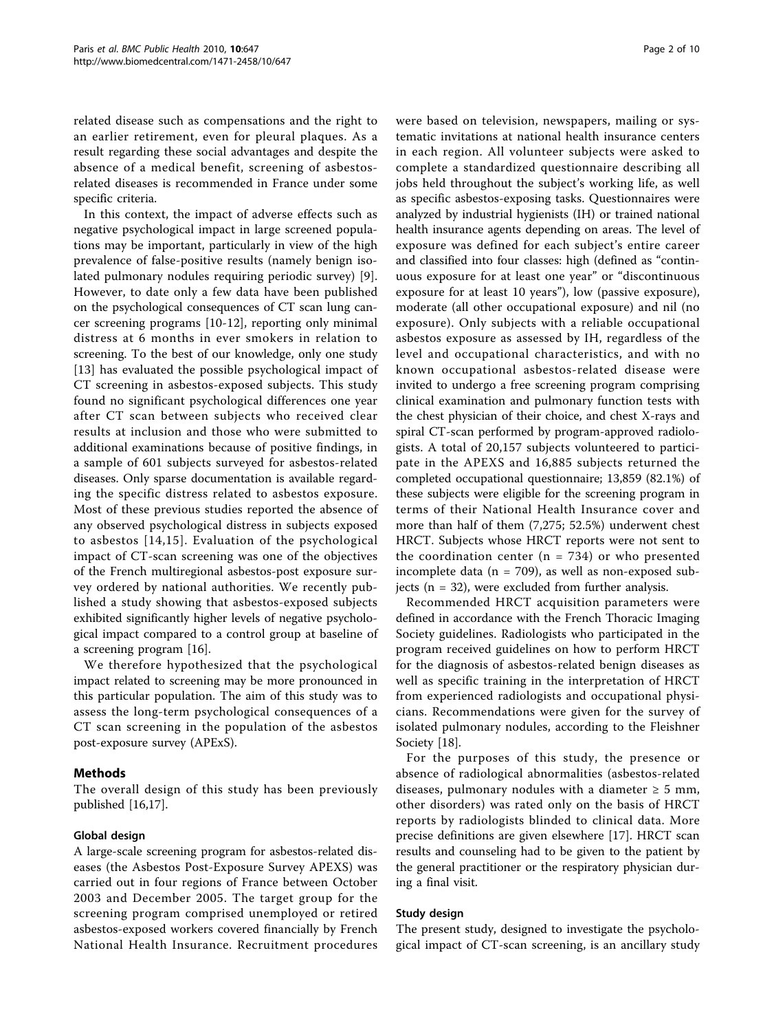related disease such as compensations and the right to an earlier retirement, even for pleural plaques. As a result regarding these social advantages and despite the absence of a medical benefit, screening of asbestos-related diseases is recommended in France under some specific criteria.

In this context, the impact of adverse effects such as negative psychological impact in large screened populations may be important, particularly in view of the high prevalence of false-positive results (namely benign isolated pulmonary nodules requiring periodic survey) [9]. However, to date only a few data have been published on the psychological consequences of CT scan lung cancer screening programs [10-12], reporting only minimal distress at 6 months in ever smokers in relation to screening. To the best of our knowledge, only one study [13] has evaluated the possible psychological impact of CT screening in asbestos-exposed subjects. This study found no significant psychological differences one year after CT scan between subjects who received clear results at inclusion and those who were submitted to additional examinations because of positive findings, in a sample of 601 subjects surveyed for asbestos-related diseases. Only sparse documentation is available regarding the specific distress related to asbestos exposure. Most of these previous studies reported the absence of any observed psychological distress in subjects exposed to asbestos [14,15]. Evaluation of the psychological impact of CT-scan screening was one of the objectives of the French multiregional asbestos-post exposure survey ordered by national authorities. We recently published a study showing that asbestos-exposed subjects exhibited significantly higher levels of negative psychological impact compared to a control group at baseline of a screening program [16].

We therefore hypothesized that the psychological impact related to screening may be more pronounced in this particular population. The aim of this study was to assess the long-term psychological consequences of a CT scan screening in the population of the asbestos post-exposure survey (APExS).

## Methods

The overall design of this study has been previously published [16,17].

### Global design

A large-scale screening program for asbestos-related diseases (the Asbestos Post-Exposure Survey APEXS) was carried out in four regions of France between October 2003 and December 2005. The target group for the screening program comprised unemployed or retired asbestos-exposed workers covered financially by French National Health Insurance. Recruitment procedures were based on television, newspapers, mailing or systematic invitations at national health insurance centers in each region. All volunteer subjects were asked to complete a standardized questionnaire describing all jobs held throughout the subject's working life, as well as specific asbestos-exposing tasks. Questionnaires were analyzed by industrial hygienists (IH) or trained national health insurance agents depending on areas. The level of exposure was defined for each subject's entire career and classified into four classes: high (defined as "continuous exposure for at least one year" or "discontinuous exposure for at least 10 years"), low (passive exposure), moderate (all other occupational exposure) and nil (no exposure). Only subjects with a reliable occupational asbestos exposure as assessed by IH, regardless of the level and occupational characteristics, and with no known occupational asbestos-related disease were invited to undergo a free screening program comprising clinical examination and pulmonary function tests with the chest physician of their choice, and chest X-rays and spiral CT-scan performed by program-approved radiologists. A total of 20,157 subjects volunteered to participate in the APEXS and 16,885 subjects returned the completed occupational questionnaire; 13,859 (82.1%) of these subjects were eligible for the screening program in terms of their National Health Insurance cover and more than half of them (7,275; 52.5%) underwent chest HRCT. Subjects whose HRCT reports were not sent to the coordination center (n = 734) or who presented incomplete data (n = 709), as well as non-exposed subjects (n = 32), were excluded from further analysis.

Recommended HRCT acquisition parameters were defined in accordance with the French Thoracic Imaging Society guidelines. Radiologists who participated in the program received guidelines on how to perform HRCT for the diagnosis of asbestos-related benign diseases as well as specific training in the interpretation of HRCT from experienced radiologists and occupational physicians. Recommendations were given for the survey of isolated pulmonary nodules, according to the Fleishner Society [18].

For the purposes of this study, the presence or absence of radiological abnormalities (asbestos-related diseases, pulmonary nodules with a diameter ≥ 5 mm, other disorders) was rated only on the basis of HRCT reports by radiologists blinded to clinical data. More precise definitions are given elsewhere [17]. HRCT scan results and counseling had to be given to the patient by the general practitioner or the respiratory physician during a final visit.

### Study design

The present study, designed to investigate the psychological impact of CT-scan screening, is an ancillary study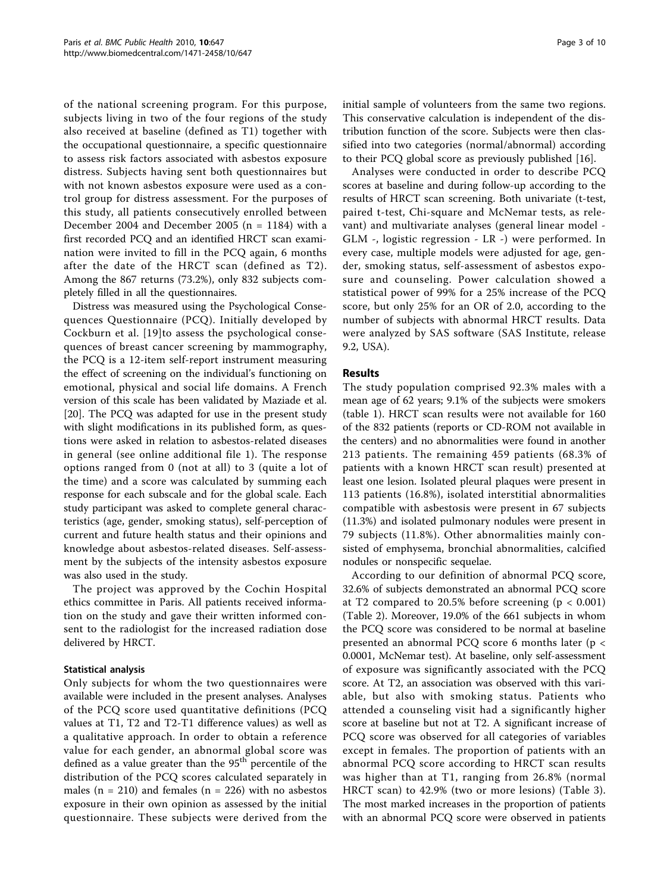of the national screening program. For this purpose, subjects living in two of the four regions of the study also received at baseline (defined as T1) together with the occupational questionnaire, a specific questionnaire to assess risk factors associated with asbestos exposure distress. Subjects having sent both questionnaires but with not known asbestos exposure were used as a control group for distress assessment. For the purposes of this study, all patients consecutively enrolled between December 2004 and December 2005 (n = 1184) with a first recorded PCQ and an identified HRCT scan examination were invited to fill in the PCQ again, 6 months after the date of the HRCT scan (defined as T2). Among the 867 returns (73.2%), only 832 subjects completely filled in all the questionnaires.

Distress was measured using the Psychological Consequences Questionnaire (PCQ). Initially developed by Cockburn et al. [19]to assess the psychological consequences of breast cancer screening by mammography, the PCQ is a 12-item self-report instrument measuring the effect of screening on the individual's functioning on emotional, physical and social life domains. A French version of this scale has been validated by Maziade et al. [20]. The PCQ was adapted for use in the present study with slight modifications in its published form, as questions were asked in relation to asbestos-related diseases in general (see online additional file 1). The response options ranged from 0 (not at all) to 3 (quite a lot of the time) and a score was calculated by summing each response for each subscale and for the global scale. Each study participant was asked to complete general characteristics (age, gender, smoking status), self-perception of current and future health status and their opinions and knowledge about asbestos-related diseases. Self-assessment by the subjects of the intensity asbestos exposure was also used in the study.

The project was approved by the Cochin Hospital ethics committee in Paris. All patients received information on the study and gave their written informed consent to the radiologist for the increased radiation dose delivered by HRCT.

### Statistical analysis

Only subjects for whom the two questionnaires were available were included in the present analyses. Analyses of the PCQ score used quantitative definitions (PCQ values at T1, T2 and T2-T1 difference values) as well as a qualitative approach. In order to obtain a reference value for each gender, an abnormal global score was defined as a value greater than the 95th percentile of the distribution of the PCQ scores calculated separately in males (n = 210) and females (n = 226) with no asbestos exposure in their own opinion as assessed by the initial questionnaire. These subjects were derived from the initial sample of volunteers from the same two regions. This conservative calculation is independent of the distribution function of the score. Subjects were then classified into two categories (normal/abnormal) according to their PCQ global score as previously published [16].

Analyses were conducted in order to describe PCQ scores at baseline and during follow-up according to the results of HRCT scan screening. Both univariate (t-test, paired t-test, Chi-square and McNemar tests, as relevant) and multivariate analyses (general linear model - GLM -, logistic regression - LR -) were performed. In every case, multiple models were adjusted for age, gender, smoking status, self-assessment of asbestos exposure and counseling. Power calculation showed a statistical power of 99% for a 25% increase of the PCQ score, but only 25% for an OR of 2.0, according to the number of subjects with abnormal HRCT results. Data were analyzed by SAS software (SAS Institute, release 9.2, USA).

## Results

The study population comprised 92.3% males with a mean age of 62 years; 9.1% of the subjects were smokers (table 1). HRCT scan results were not available for 160 of the 832 patients (reports or CD-ROM not available in the centers) and no abnormalities were found in another 213 patients. The remaining 459 patients (68.3% of patients with a known HRCT scan result) presented at least one lesion. Isolated pleural plaques were present in 113 patients (16.8%), isolated interstitial abnormalities compatible with asbestosis were present in 67 subjects (11.3%) and isolated pulmonary nodules were present in 79 subjects (11.8%). Other abnormalities mainly consisted of emphysema, bronchial abnormalities, calcified nodules or nonspecific sequelae.

According to our definition of abnormal PCQ score, 32.6% of subjects demonstrated an abnormal PCQ score at T2 compared to 20.5% before screening ($p < 0.001$) (Table 2). Moreover, 19.0% of the 661 subjects in whom the PCQ score was considered to be normal at baseline presented an abnormal PCQ score 6 months later ($p < 0.0001$, McNemar test). At baseline, only self-assessment of exposure was significantly associated with the PCQ score. At T2, an association was observed with this variable, but also with smoking status. Patients who attended a counseling visit had a significantly higher score at baseline but not at T2. A significant increase of PCQ score was observed for all categories of variables except in females. The proportion of patients with an abnormal PCQ score according to HRCT scan results was higher than at T1, ranging from 26.8% (normal HRCT scan) to 42.9% (two or more lesions) (Table 3). The most marked increases in the proportion of patients with an abnormal PCQ score were observed in patients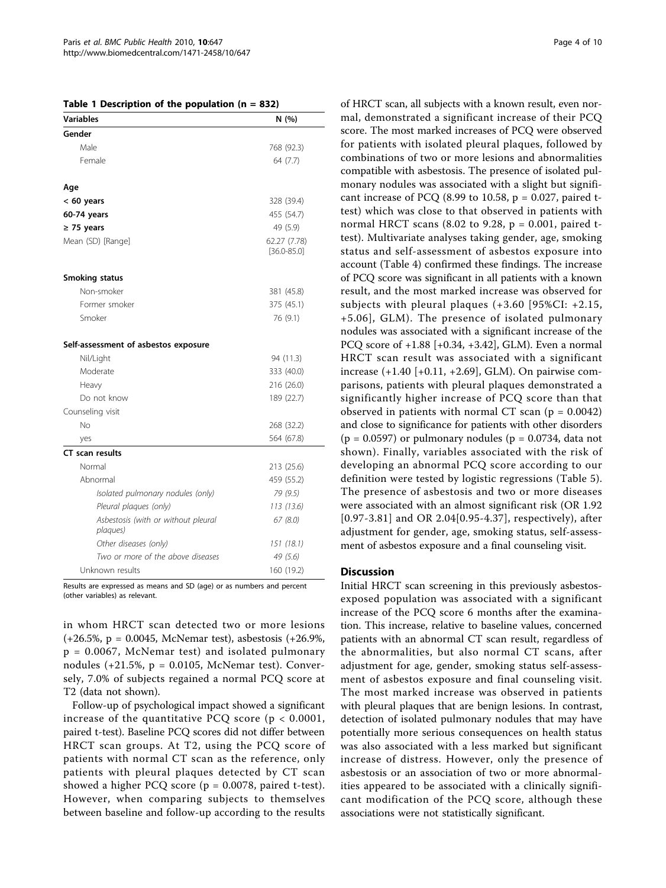**Table 1 Description of the population (n = 832)**

| Variables | N (%) |
|---|---|
| **Gender** | |
| Male | 768 (92.3) |
| Female | 64 (7.7) |
| **Age** | |
| **< 60 years** | 328 (39.4) |
| **60-74 years** | 455 (54.7) |
| **≥ 75 years** | 49 (5.9) |
| Mean (SD) [Range] | 62.27 (7.78) [36.0-85.0] |
| **Smoking status** | |
| Non-smoker | 381 (45.8) |
| Former smoker | 375 (45.1) |
| Smoker | 76 (9.1) |
| **Self-assessment of asbestos exposure** | |
| Nil/Light | 94 (11.3) |
| Moderate | 333 (40.0) |
| Heavy | 216 (26.0) |
| Do not know | 189 (22.7) |
| Counseling visit | |
| No | 268 (32.2) |
| yes | 564 (67.8) |
| **CT scan results** | |
| Normal | 213 (25.6) |
| Abnormal | 459 (55.2) |
| *Isolated pulmonary nodules (only)* | *79 (9.5)* |
| *Pleural plaques (only)* | *113 (13.6)* |
| *Asbestosis (with or without pleural plaques)* | *67 (8.0)* |
| *Other diseases (only)* | *151 (18.1)* |
| *Two or more of the above diseases* | *49 (5.6)* |
| Unknown results | 160 (19.2) |

Results are expressed as means and SD (age) or as numbers and percent (other variables) as relevant.

in whom HRCT scan detected two or more lesions (+26.5%, p = 0.0045, McNemar test), asbestosis (+26.9%, p = 0.0067, McNemar test) and isolated pulmonary nodules (+21.5%, p = 0.0105, McNemar test). Conversely, 7.0% of subjects regained a normal PCQ score at T2 (data not shown).

Follow-up of psychological impact showed a significant increase of the quantitative PCQ score (p < 0.0001, paired t-test). Baseline PCQ scores did not differ between HRCT scan groups. At T2, using the PCQ score of patients with normal CT scan as the reference, only patients with pleural plaques detected by CT scan showed a higher PCQ score (p = 0.0078, paired t-test). However, when comparing subjects to themselves between baseline and follow-up according to the results of HRCT scan, all subjects with a known result, even normal, demonstrated a significant increase of their PCQ score. The most marked increases of PCQ were observed for patients with isolated pleural plaques, followed by combinations of two or more lesions and abnormalities compatible with asbestosis. The presence of isolated pulmonary nodules was associated with a slight but significant increase of PCQ (8.99 to 10.58, p = 0.027, paired t-test) which was close to that observed in patients with normal HRCT scans (8.02 to 9.28, p = 0.001, paired t-test). Multivariate analyses taking gender, age, smoking status and self-assessment of asbestos exposure into account (Table 4) confirmed these findings. The increase of PCQ score was significant in all patients with a known result, and the most marked increase was observed for subjects with pleural plaques (+3.60 [95%CI: +2.15, +5.06], GLM). The presence of isolated pulmonary nodules was associated with a significant increase of the PCQ score of +1.88 [+0.34, +3.42], GLM). Even a normal HRCT scan result was associated with a significant increase (+1.40 [+0.11, +2.69], GLM). On pairwise comparisons, patients with pleural plaques demonstrated a significantly higher increase of PCQ score than that observed in patients with normal CT scan (p = 0.0042) and close to significance for patients with other disorders (p = 0.0597) or pulmonary nodules (p = 0.0734, data not shown). Finally, variables associated with the risk of developing an abnormal PCQ score according to our definition were tested by logistic regressions (Table 5). The presence of asbestosis and two or more diseases were associated with an almost significant risk (OR 1.92 [0.97-3.81] and OR 2.04[0.95-4.37], respectively), after adjustment for gender, age, smoking status, self-assessment of asbestos exposure and a final counseling visit.

## Discussion

Initial HRCT scan screening in this previously asbestos-exposed population was associated with a significant increase of the PCQ score 6 months after the examination. This increase, relative to baseline values, concerned patients with an abnormal CT scan result, regardless of the abnormalities, but also normal CT scans, after adjustment for age, gender, smoking status self-assessment of asbestos exposure and final counseling visit. The most marked increase was observed in patients with pleural plaques that are benign lesions. In contrast, detection of isolated pulmonary nodules that may have potentially more serious consequences on health status was also associated with a less marked but significant increase of distress. However, only the presence of asbestosis or an association of two or more abnormalities appeared to be associated with a clinically significant modification of the PCQ score, although these associations were not statistically significant.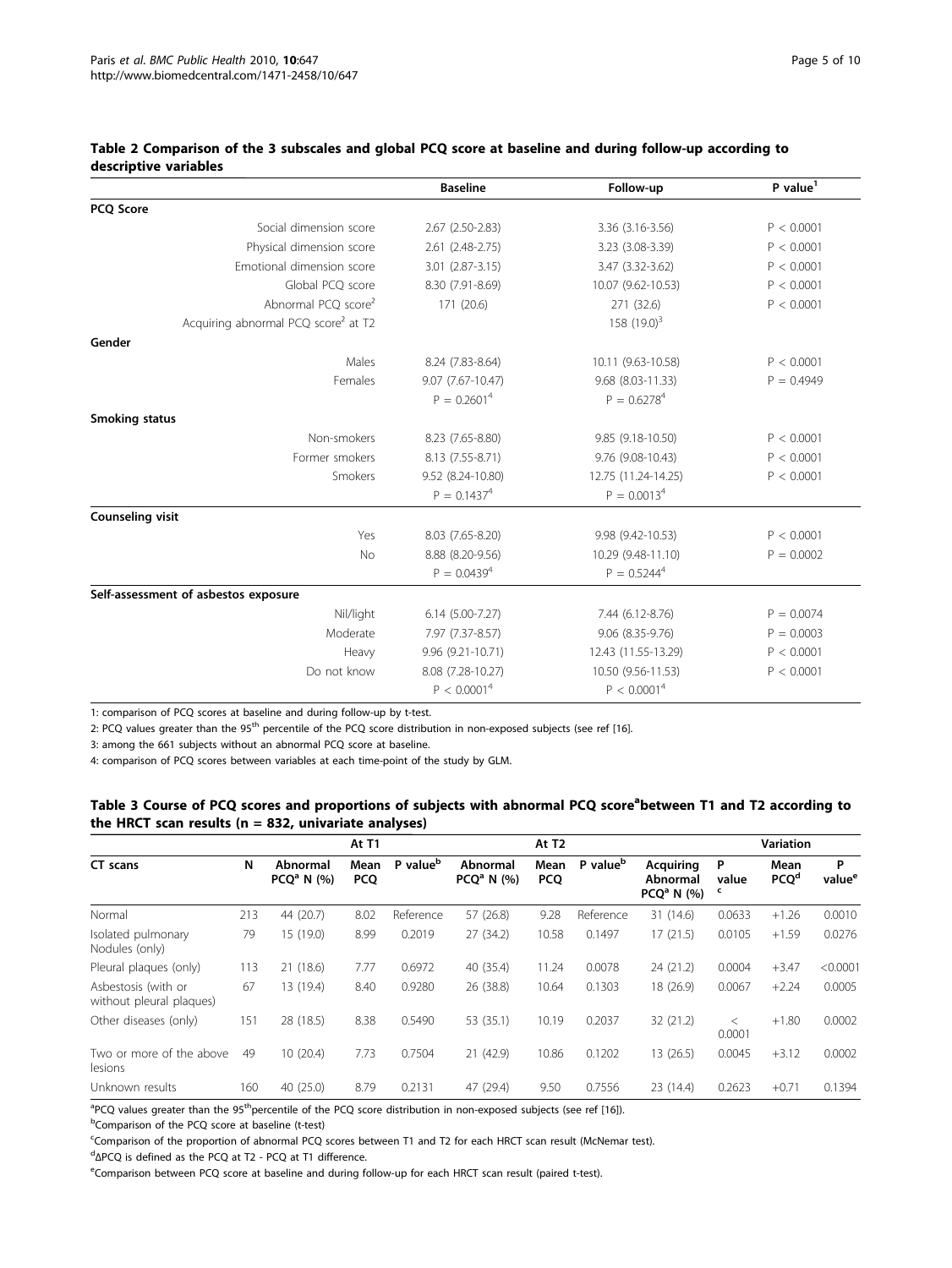**Table 2 Comparison of the 3 subscales and global PCQ score at baseline and during follow-up according to descriptive variables**

| | Baseline | Follow-up | P value[1] |
|---|---|---|---|
| **PCQ Score** | | | |
| Social dimension score | 2.67 (2.50-2.83) | 3.36 (3.16-3.56) | P < 0.0001 |
| Physical dimension score | 2.61 (2.48-2.75) | 3.23 (3.08-3.39) | P < 0.0001 |
| Emotional dimension score | 3.01 (2.87-3.15) | 3.47 (3.32-3.62) | P < 0.0001 |
| Global PCQ score | 8.30 (7.91-8.69) | 10.07 (9.62-10.53) | P < 0.0001 |
| Abnormal PCQ score[2] | 171 (20.6) | 271 (32.6) | P < 0.0001 |
| Acquiring abnormal PCQ score[2] at T2 | | 158 (19.0)[3] | |
| **Gender** | | | |
| Males | 8.24 (7.83-8.64) | 10.11 (9.63-10.58) | P < 0.0001 |
| Females | 9.07 (7.67-10.47) | 9.68 (8.03-11.33) | P = 0.4949 |
| | P = 0.2601[4] | P = 0.6278[4] | |
| **Smoking status** | | | |
| Non-smokers | 8.23 (7.65-8.80) | 9.85 (9.18-10.50) | P < 0.0001 |
| Former smokers | 8.13 (7.55-8.71) | 9.76 (9.08-10.43) | P < 0.0001 |
| Smokers | 9.52 (8.24-10.80) | 12.75 (11.24-14.25) | P < 0.0001 |
| | P = 0.1437[4] | P = 0.0013[4] | |
| **Counseling visit** | | | |
| Yes | 8.03 (7.65-8.20) | 9.98 (9.42-10.53) | P < 0.0001 |
| No | 8.88 (8.20-9.56) | 10.29 (9.48-11.10) | P = 0.0002 |
| | P = 0.0439[4] | P = 0.5244[4] | |
| **Self-assessment of asbestos exposure** | | | |
| Nil/light | 6.14 (5.00-7.27) | 7.44 (6.12-8.76) | P = 0.0074 |
| Moderate | 7.97 (7.37-8.57) | 9.06 (8.35-9.76) | P = 0.0003 |
| Heavy | 9.96 (9.21-10.71) | 12.43 (11.55-13.29) | P < 0.0001 |
| Do not know | 8.08 (7.28-10.27) | 10.50 (9.56-11.53) | P < 0.0001 |
| | P < 0.0001[4] | P < 0.0001[4] | |

1: comparison of PCQ scores at baseline and during follow-up by t-test.

2: PCQ values greater than the 95[th] percentile of the PCQ score distribution in non-exposed subjects (see ref [16].

3: among the 661 subjects without an abnormal PCQ score at baseline.

4: comparison of PCQ scores between variables at each time-point of the study by GLM.

**Table 3 Course of PCQ scores and proportions of subjects with abnormal PCQ score[a] between T1 and T2 according to the HRCT scan results (n = 832, univariate analyses)**

| | | At T1 | | | At T2 | | | Variation | | | |
|---|---|---|---|---|---|---|---|---|---|---|---|
| CT scans | N | Abnormal PCQ[a] N (%) | Mean PCQ | P value[b] | Abnormal PCQ[a] N (%) | Mean PCQ | P value[b] | Acquiring Abnormal PCQ[a] N (%) | P value[c] | Mean PCQ[d] | P value[e] |
| Normal | 213 | 44 (20.7) | 8.02 | Reference | 57 (26.8) | 9.28 | Reference | 31 (14.6) | 0.0633 | +1.26 | 0.0010 |
| Isolated pulmonary Nodules (only) | 79 | 15 (19.0) | 8.99 | 0.2019 | 27 (34.2) | 10.58 | 0.1497 | 17 (21.5) | 0.0105 | +1.59 | 0.0276 |
| Pleural plaques (only) | 113 | 21 (18.6) | 7.77 | 0.6972 | 40 (35.4) | 11.24 | 0.0078 | 24 (21.2) | 0.0004 | +3.47 | <0.0001 |
| Asbestosis (with or without pleural plaques) | 67 | 13 (19.4) | 8.40 | 0.9280 | 26 (38.8) | 10.64 | 0.1303 | 18 (26.9) | 0.0067 | +2.24 | 0.0005 |
| Other diseases (only) | 151 | 28 (18.5) | 8.38 | 0.5490 | 53 (35.1) | 10.19 | 0.2037 | 32 (21.2) | < 0.0001 | +1.80 | 0.0002 |
| Two or more of the above lesions | 49 | 10 (20.4) | 7.73 | 0.7504 | 21 (42.9) | 10.86 | 0.1202 | 13 (26.5) | 0.0045 | +3.12 | 0.0002 |
| Unknown results | 160 | 40 (25.0) | 8.79 | 0.2131 | 47 (29.4) | 9.50 | 0.7556 | 23 (14.4) | 0.2623 | +0.71 | 0.1394 |

[a]PCQ values greater than the 95[th] percentile of the PCQ score distribution in non-exposed subjects (see ref [16]).

[b]Comparison of the PCQ score at baseline (t-test)

[c]Comparison of the proportion of abnormal PCQ scores between T1 and T2 for each HRCT scan result (McNemar test).

[d]ΔPCQ is defined as the PCQ at T2 - PCQ at T1 difference.

[e]Comparison between PCQ score at baseline and during follow-up for each HRCT scan result (paired t-test).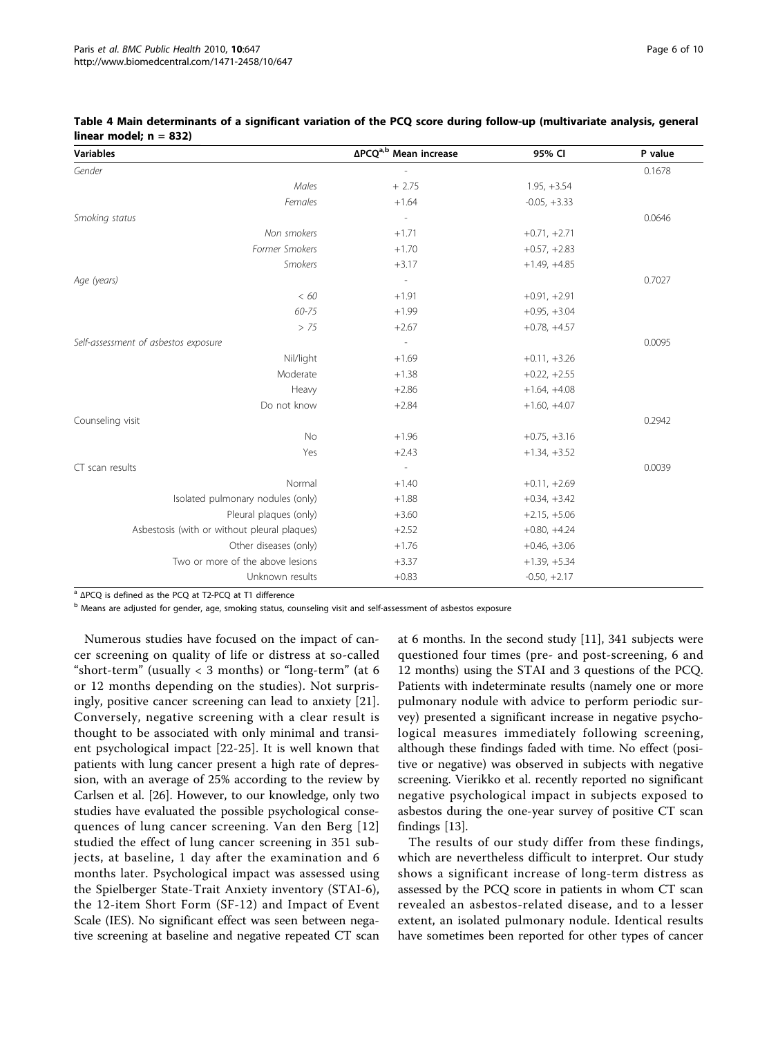**Table 4 Main determinants of a significant variation of the PCQ score during follow-up (multivariate analysis, general linear model; n = 832)**

| Variables | | ΔPCQ[a,b] Mean increase | 95% CI | P value |
|---|---|---|---|---|
| *Gender* | | - | | 0.1678 |
| | *Males* | + 2.75 | 1.95, +3.54 | |
| | *Females* | +1.64 | -0.05, +3.33 | |
| *Smoking status* | | - | | 0.0646 |
| | *Non smokers* | +1.71 | +0.71, +2.71 | |
| | *Former Smokers* | +1.70 | +0.57, +2.83 | |
| | *Smokers* | +3.17 | +1.49, +4.85 | |
| *Age (years)* | | - | | 0.7027 |
| | *< 60* | +1.91 | +0.91, +2.91 | |
| | *60-75* | +1.99 | +0.95, +3.04 | |
| | *> 75* | +2.67 | +0.78, +4.57 | |
| *Self-assessment of asbestos exposure* | | - | | 0.0095 |
| | Nil/light | +1.69 | +0.11, +3.26 | |
| | Moderate | +1.38 | +0.22, +2.55 | |
| | Heavy | +2.86 | +1.64, +4.08 | |
| | Do not know | +2.84 | +1.60, +4.07 | |
| Counseling visit | | | | 0.2942 |
| | No | +1.96 | +0.75, +3.16 | |
| | Yes | +2.43 | +1.34, +3.52 | |
| CT scan results | | - | | 0.0039 |
| | Normal | +1.40 | +0.11, +2.69 | |
| | Isolated pulmonary nodules (only) | +1.88 | +0.34, +3.42 | |
| | Pleural plaques (only) | +3.60 | +2.15, +5.06 | |
| | Asbestosis (with or without pleural plaques) | +2.52 | +0.80, +4.24 | |
| | Other diseases (only) | +1.76 | +0.46, +3.06 | |
| | Two or more of the above lesions | +3.37 | +1.39, +5.34 | |
| | Unknown results | +0.83 | -0.50, +2.17 | |

[a] ΔPCQ is defined as the PCQ at T2-PCQ at T1 difference

[b] Means are adjusted for gender, age, smoking status, counseling visit and self-assessment of asbestos exposure

Numerous studies have focused on the impact of cancer screening on quality of life or distress at so-called "short-term" (usually < 3 months) or "long-term" (at 6 or 12 months depending on the studies). Not surprisingly, positive cancer screening can lead to anxiety [21]. Conversely, negative screening with a clear result is thought to be associated with only minimal and transient psychological impact [22-25]. It is well known that patients with lung cancer present a high rate of depression, with an average of 25% according to the review by Carlsen et al. [26]. However, to our knowledge, only two studies have evaluated the possible psychological consequences of lung cancer screening. Van den Berg [12] studied the effect of lung cancer screening in 351 subjects, at baseline, 1 day after the examination and 6 months later. Psychological impact was assessed using the Spielberger State-Trait Anxiety inventory (STAI-6), the 12-item Short Form (SF-12) and Impact of Event Scale (IES). No significant effect was seen between negative screening at baseline and negative repeated CT scan at 6 months. In the second study [11], 341 subjects were questioned four times (pre- and post-screening, 6 and 12 months) using the STAI and 3 questions of the PCQ. Patients with indeterminate results (namely one or more pulmonary nodule with advice to perform periodic survey) presented a significant increase in negative psychological measures immediately following screening, although these findings faded with time. No effect (positive or negative) was observed in subjects with negative screening. Vierikko et al. recently reported no significant negative psychological impact in subjects exposed to asbestos during the one-year survey of positive CT scan findings [13].

The results of our study differ from these findings, which are nevertheless difficult to interpret. Our study shows a significant increase of long-term distress as assessed by the PCQ score in patients in whom CT scan revealed an asbestos-related disease, and to a lesser extent, an isolated pulmonary nodule. Identical results have sometimes been reported for other types of cancer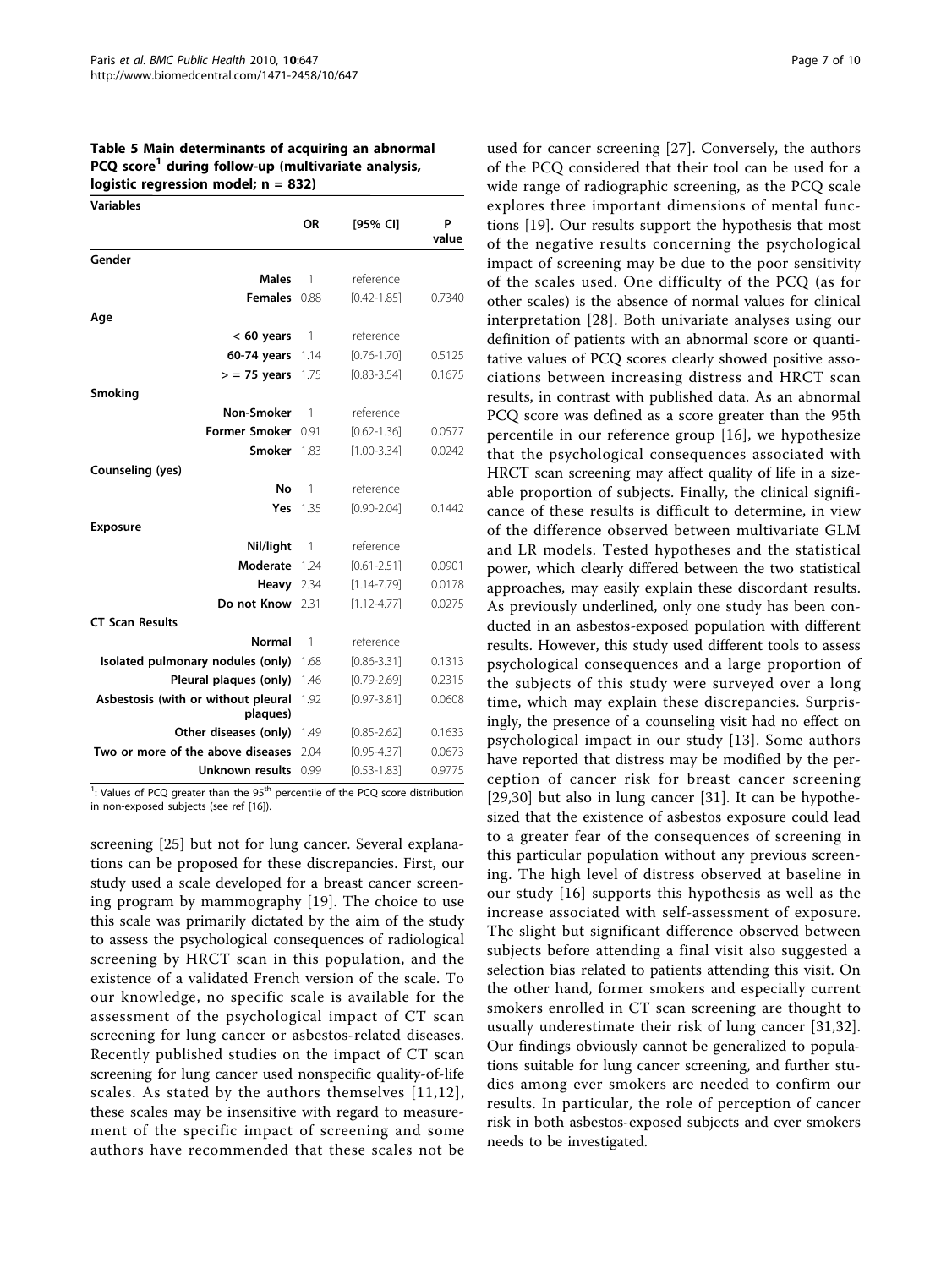**Table 5 Main determinants of acquiring an abnormal PCQ score[1] during follow-up (multivariate analysis, logistic regression model; n = 832)**

| Variables | OR | [95% CI] | P value |
|---|---|---|---|
| **Gender** | | | |
| Males | 1 | reference | |
| Females | 0.88 | [0.42-1.85] | 0.7340 |
| **Age** | | | |
| < 60 years | 1 | reference | |
| 60-74 years | 1.14 | [0.76-1.70] | 0.5125 |
| > = 75 years | 1.75 | [0.83-3.54] | 0.1675 |
| **Smoking** | | | |
| Non-Smoker | 1 | reference | |
| Former Smoker | 0.91 | [0.62-1.36] | 0.0577 |
| Smoker | 1.83 | [1.00-3.34] | 0.0242 |
| **Counseling (yes)** | | | |
| No | 1 | reference | |
| Yes | 1.35 | [0.90-2.04] | 0.1442 |
| **Exposure** | | | |
| Nil/light | 1 | reference | |
| Moderate | 1.24 | [0.61-2.51] | 0.0901 |
| Heavy | 2.34 | [1.14-7.79] | 0.0178 |
| Do not Know | 2.31 | [1.12-4.77] | 0.0275 |
| **CT Scan Results** | | | |
| Normal | 1 | reference | |
| Isolated pulmonary nodules (only) | 1.68 | [0.86-3.31] | 0.1313 |
| Pleural plaques (only) | 1.46 | [0.79-2.69] | 0.2315 |
| Asbestosis (with or without pleural plaques) | 1.92 | [0.97-3.81] | 0.0608 |
| Other diseases (only) | 1.49 | [0.85-2.62] | 0.1633 |
| Two or more of the above diseases | 2.04 | [0.95-4.37] | 0.0673 |
| Unknown results | 0.99 | [0.53-1.83] | 0.9775 |

[1]: Values of PCQ greater than the 95th percentile of the PCQ score distribution in non-exposed subjects (see ref [16]).

screening [25] but not for lung cancer. Several explanations can be proposed for these discrepancies. First, our study used a scale developed for a breast cancer screening program by mammography [19]. The choice to use this scale was primarily dictated by the aim of the study to assess the psychological consequences of radiological screening by HRCT scan in this population, and the existence of a validated French version of the scale. To our knowledge, no specific scale is available for the assessment of the psychological impact of CT scan screening for lung cancer or asbestos-related diseases. Recently published studies on the impact of CT scan screening for lung cancer used nonspecific quality-of-life scales. As stated by the authors themselves [11,12], these scales may be insensitive with regard to measurement of the specific impact of screening and some authors have recommended that these scales not be used for cancer screening [27]. Conversely, the authors of the PCQ considered that their tool can be used for a wide range of radiographic screening, as the PCQ scale explores three important dimensions of mental functions [19]. Our results support the hypothesis that most of the negative results concerning the psychological impact of screening may be due to the poor sensitivity of the scales used. One difficulty of the PCQ (as for other scales) is the absence of normal values for clinical interpretation [28]. Both univariate analyses using our definition of patients with an abnormal score or quantitative values of PCQ scores clearly showed positive associations between increasing distress and HRCT scan results, in contrast with published data. As an abnormal PCQ score was defined as a score greater than the 95th percentile in our reference group [16], we hypothesize that the psychological consequences associated with HRCT scan screening may affect quality of life in a sizeable proportion of subjects. Finally, the clinical significance of these results is difficult to determine, in view of the difference observed between multivariate GLM and LR models. Tested hypotheses and the statistical power, which clearly differed between the two statistical approaches, may easily explain these discordant results. As previously underlined, only one study has been conducted in an asbestos-exposed population with different results. However, this study used different tools to assess psychological consequences and a large proportion of the subjects of this study were surveyed over a long time, which may explain these discrepancies. Surprisingly, the presence of a counseling visit had no effect on psychological impact in our study [13]. Some authors have reported that distress may be modified by the perception of cancer risk for breast cancer screening [29,30] but also in lung cancer [31]. It can be hypothesized that the existence of asbestos exposure could lead to a greater fear of the consequences of screening in this particular population without any previous screening. The high level of distress observed at baseline in our study [16] supports this hypothesis as well as the increase associated with self-assessment of exposure. The slight but significant difference observed between subjects before attending a final visit also suggested a selection bias related to patients attending this visit. On the other hand, former smokers and especially current smokers enrolled in CT scan screening are thought to usually underestimate their risk of lung cancer [31,32]. Our findings obviously cannot be generalized to populations suitable for lung cancer screening, and further studies among ever smokers are needed to confirm our results. In particular, the role of perception of cancer risk in both asbestos-exposed subjects and ever smokers needs to be investigated.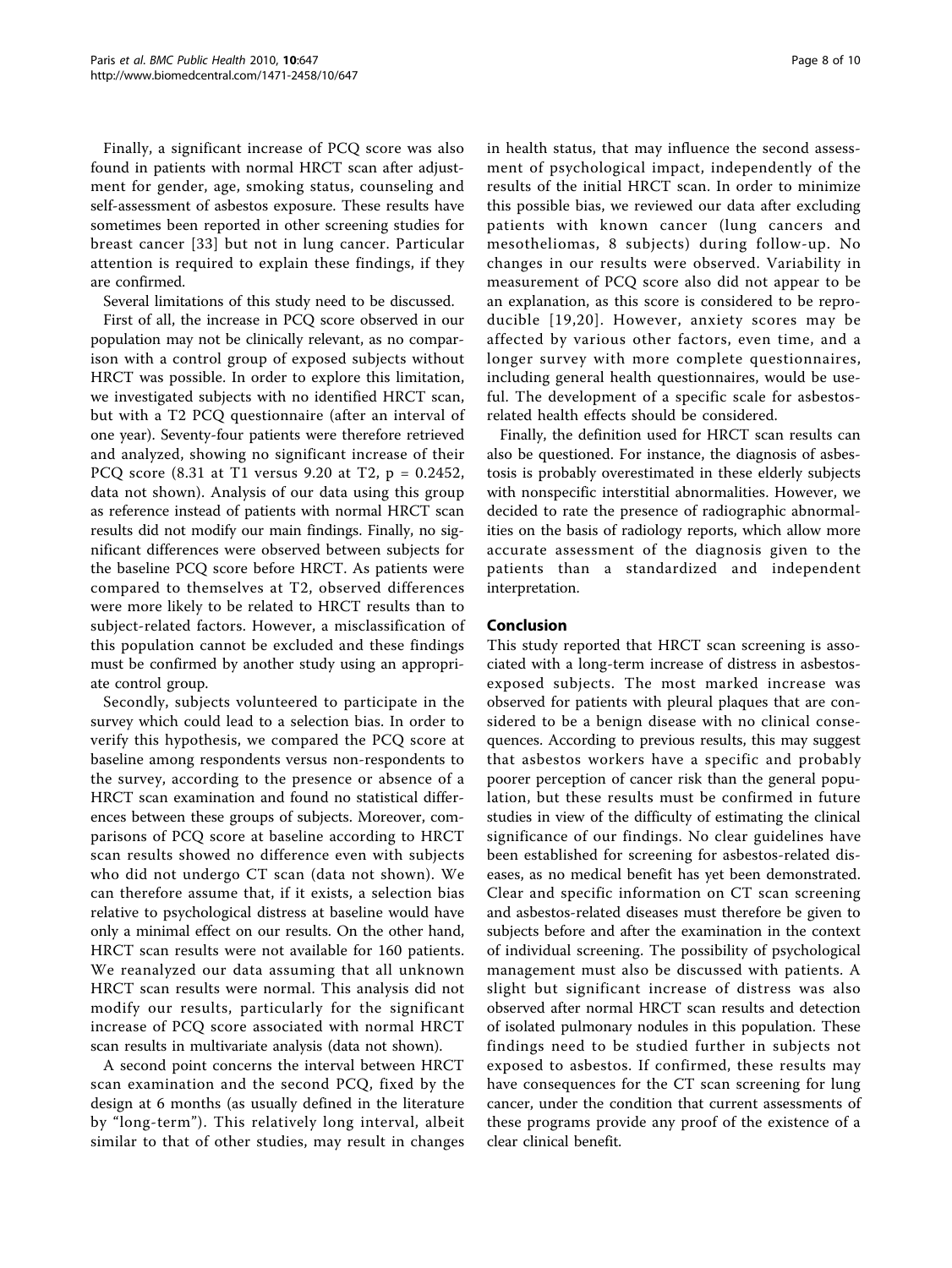Finally, a significant increase of PCQ score was also found in patients with normal HRCT scan after adjustment for gender, age, smoking status, counseling and self-assessment of asbestos exposure. These results have sometimes been reported in other screening studies for breast cancer [33] but not in lung cancer. Particular attention is required to explain these findings, if they are confirmed.

Several limitations of this study need to be discussed.

First of all, the increase in PCQ score observed in our population may not be clinically relevant, as no comparison with a control group of exposed subjects without HRCT was possible. In order to explore this limitation, we investigated subjects with no identified HRCT scan, but with a T2 PCQ questionnaire (after an interval of one year). Seventy-four patients were therefore retrieved and analyzed, showing no significant increase of their PCQ score (8.31 at T1 versus 9.20 at T2, $p = 0.2452$, data not shown). Analysis of our data using this group as reference instead of patients with normal HRCT scan results did not modify our main findings. Finally, no significant differences were observed between subjects for the baseline PCQ score before HRCT. As patients were compared to themselves at T2, observed differences were more likely to be related to HRCT results than to subject-related factors. However, a misclassification of this population cannot be excluded and these findings must be confirmed by another study using an appropriate control group.

Secondly, subjects volunteered to participate in the survey which could lead to a selection bias. In order to verify this hypothesis, we compared the PCQ score at baseline among respondents versus non-respondents to the survey, according to the presence or absence of a HRCT scan examination and found no statistical differences between these groups of subjects. Moreover, comparisons of PCQ score at baseline according to HRCT scan results showed no difference even with subjects who did not undergo CT scan (data not shown). We can therefore assume that, if it exists, a selection bias relative to psychological distress at baseline would have only a minimal effect on our results. On the other hand, HRCT scan results were not available for 160 patients. We reanalyzed our data assuming that all unknown HRCT scan results were normal. This analysis did not modify our results, particularly for the significant increase of PCQ score associated with normal HRCT scan results in multivariate analysis (data not shown).

A second point concerns the interval between HRCT scan examination and the second PCQ, fixed by the design at 6 months (as usually defined in the literature by "long-term"). This relatively long interval, albeit similar to that of other studies, may result in changes in health status, that may influence the second assessment of psychological impact, independently of the results of the initial HRCT scan. In order to minimize this possible bias, we reviewed our data after excluding patients with known cancer (lung cancers and mesotheliomas, 8 subjects) during follow-up. No changes in our results were observed. Variability in measurement of PCQ score also did not appear to be an explanation, as this score is considered to be reproducible [19,20]. However, anxiety scores may be affected by various other factors, even time, and a longer survey with more complete questionnaires, including general health questionnaires, would be useful. The development of a specific scale for asbestos-related health effects should be considered.

Finally, the definition used for HRCT scan results can also be questioned. For instance, the diagnosis of asbestosis is probably overestimated in these elderly subjects with nonspecific interstitial abnormalities. However, we decided to rate the presence of radiographic abnormalities on the basis of radiology reports, which allow more accurate assessment of the diagnosis given to the patients than a standardized and independent interpretation.

## Conclusion

This study reported that HRCT scan screening is associated with a long-term increase of distress in asbestos-exposed subjects. The most marked increase was observed for patients with pleural plaques that are considered to be a benign disease with no clinical consequences. According to previous results, this may suggest that asbestos workers have a specific and probably poorer perception of cancer risk than the general population, but these results must be confirmed in future studies in view of the difficulty of estimating the clinical significance of our findings. No clear guidelines have been established for screening for asbestos-related diseases, as no medical benefit has yet been demonstrated. Clear and specific information on CT scan screening and asbestos-related diseases must therefore be given to subjects before and after the examination in the context of individual screening. The possibility of psychological management must also be discussed with patients. A slight but significant increase of distress was also observed after normal HRCT scan results and detection of isolated pulmonary nodules in this population. These findings need to be studied further in subjects not exposed to asbestos. If confirmed, these results may have consequences for the CT scan screening for lung cancer, under the condition that current assessments of these programs provide any proof of the existence of a clear clinical benefit.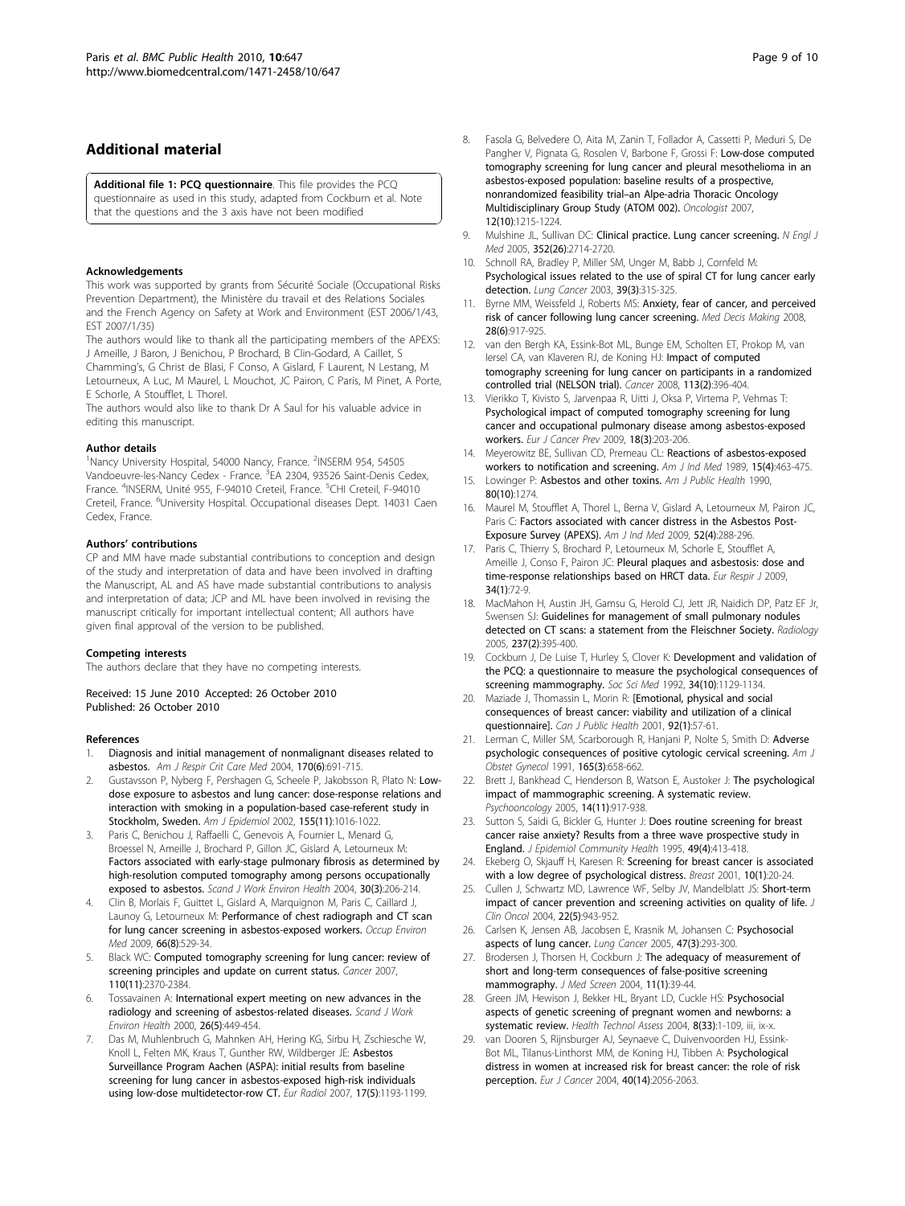## Additional material

**Additional file 1: PCQ questionnaire**. This file provides the PCQ questionnaire as used in this study, adapted from Cockburn et al. Note that the questions and the 3 axis have not been modified

#### Acknowledgements

This work was supported by grants from Sécurité Sociale (Occupational Risks Prevention Department), the Ministère du travail et des Relations Sociales and the French Agency on Safety at Work and Environment (EST 2006/1/43, EST 2007/1/35)

The authors would like to thank all the participating members of the APEXS: J Ameille, J Baron, J Benichou, P Brochard, B Clin-Godard, A Caillet, S Chamming's, G Christ de Blasi, F Conso, A Gislard, F Laurent, N Lestang, M Letourneux, A Luc, M Maurel, L Mouchot, JC Pairon, C Paris, M Pinet, A Porte, E Schorle, A Stoufflet, L Thorel.

The authors would also like to thank Dr A Saul for his valuable advice in editing this manuscript.

#### Author details

[1]Nancy University Hospital, 54000 Nancy, France. [2]INSERM 954, 54505 Vandoeuvre-les-Nancy Cedex - France. [3]EA 2304, 93526 Saint-Denis Cedex, France. [4]INSERM, Unité 955, F-94010 Creteil, France. [5]CHI Creteil, F-94010 Creteil, France. [6]University Hospital. Occupational diseases Dept. 14031 Caen Cedex, France.

#### Authors' contributions

CP and MM have made substantial contributions to conception and design of the study and interpretation of data and have been involved in drafting the Manuscript, AL and AS have made substantial contributions to analysis and interpretation of data; JCP and ML have been involved in revising the manuscript critically for important intellectual content; All authors have given final approval of the version to be published.

#### Competing interests

The authors declare that they have no competing interests.

Received: 15 June 2010 Accepted: 26 October 2010
Published: 26 October 2010

#### References

1. Diagnosis and initial management of nonmalignant diseases related to asbestos. *Am J Respir Crit Care Med* 2004, 170(6):691-715.
2. Gustavsson P, Nyberg F, Pershagen G, Scheele P, Jakobsson R, Plato N: Low-dose exposure to asbestos and lung cancer: dose-response relations and interaction with smoking in a population-based case-referent study in Stockholm, Sweden. *Am J Epidemiol* 2002, 155(11):1016-1022.
3. Paris C, Benichou J, Raffaelli C, Genevois A, Fournier L, Menard G, Broessel N, Ameille J, Brochard P, Gillon JC, Gislard A, Letourneux M: Factors associated with early-stage pulmonary fibrosis as determined by high-resolution computed tomography among persons occupationally exposed to asbestos. *Scand J Work Environ Health* 2004, 30(3):206-214.
4. Clin B, Morlais F, Guittet L, Gislard A, Marquignon M, Paris C, Caillard J, Launoy G, Letourneux M: Performance of chest radiograph and CT scan for lung cancer screening in asbestos-exposed workers. *Occup Environ Med* 2009, 66(8):529-34.
5. Black WC: Computed tomography screening for lung cancer: review of screening principles and update on current status. *Cancer* 2007, 110(11):2370-2384.
6. Tossavainen A: International expert meeting on new advances in the radiology and screening of asbestos-related diseases. *Scand J Work Environ Health* 2000, 26(5):449-454.
7. Das M, Muhlenbruch G, Mahnken AH, Hering KG, Sirbu H, Zschiesche W, Knoll L, Felten MK, Kraus T, Gunther RW, Wildberger JE: Asbestos Surveillance Program Aachen (ASPA): initial results from baseline screening for lung cancer in asbestos-exposed high-risk individuals using low-dose multidetector-row CT. *Eur Radiol* 2007, 17(5):1193-1199.
8. Fasola G, Belvedere O, Aita M, Zanin T, Follador A, Cassetti P, Meduri S, De Pangher V, Pignata G, Rosolen V, Barbone F, Grossi F: Low-dose computed tomography screening for lung cancer and pleural mesothelioma in an asbestos-exposed population: baseline results of a prospective, nonrandomized feasibility trial–an Alpe-adria Thoracic Oncology Multidisciplinary Group Study (ATOM 002). *Oncologist* 2007, 12(10):1215-1224.
9. Mulshine JL, Sullivan DC: Clinical practice. Lung cancer screening. *N Engl J Med* 2005, 352(26):2714-2720.
10. Schnoll RA, Bradley P, Miller SM, Unger M, Babb J, Cornfeld M: Psychological issues related to the use of spiral CT for lung cancer early detection. *Lung Cancer* 2003, 39(3):315-325.
11. Byrne MM, Weissfeld J, Roberts MS: Anxiety, fear of cancer, and perceived risk of cancer following lung cancer screening. *Med Decis Making* 2008, 28(6):917-925.
12. van den Bergh KA, Essink-Bot ML, Bunge EM, Scholten ET, Prokop M, van Iersel CA, van Klaveren RJ, de Koning HJ: Impact of computed tomography screening for lung cancer on participants in a randomized controlled trial (NELSON trial). *Cancer* 2008, 113(2):396-404.
13. Vierikko T, Kivisto S, Jarvenpaa R, Uitti J, Oksa P, Virtema P, Vehmas T: Psychological impact of computed tomography screening for lung cancer and occupational pulmonary disease among asbestos-exposed workers. *Eur J Cancer Prev* 2009, 18(3):203-206.
14. Meyerowitz BE, Sullivan CD, Premeau CL: Reactions of asbestos-exposed workers to notification and screening. *Am J Ind Med* 1989, 15(4):463-475.
15. Lowinger P: Asbestos and other toxins. *Am J Public Health* 1990, 80(10):1274.
16. Maurel M, Stoufflet A, Thorel L, Berna V, Gislard A, Letourneux M, Pairon JC, Paris C: Factors associated with cancer distress in the Asbestos Post-Exposure Survey (APEXS). *Am J Ind Med* 2009, 52(4):288-296.
17. Paris C, Thierry S, Brochard P, Letourneux M, Schorle E, Stoufflet A, Ameille J, Conso F, Pairon JC: Pleural plaques and asbestosis: dose and time-response relationships based on HRCT data. *Eur Respir J* 2009, 34(1):72-9.
18. MacMahon H, Austin JH, Gamsu G, Herold CJ, Jett JR, Naidich DP, Patz EF Jr, Swensen SJ: Guidelines for management of small pulmonary nodules detected on CT scans: a statement from the Fleischner Society. *Radiology* 2005, 237(2):395-400.
19. Cockburn J, De Luise T, Hurley S, Clover K: Development and validation of the PCQ: a questionnaire to measure the psychological consequences of screening mammography. *Soc Sci Med* 1992, 34(10):1129-1134.
20. Maziade J, Thomassin L, Morin R: [Emotional, physical and social consequences of breast cancer: viability and utilization of a clinical questionnaire]. *Can J Public Health* 2001, 92(1):57-61.
21. Lerman C, Miller SM, Scarborough R, Hanjani P, Nolte S, Smith D: Adverse psychologic consequences of positive cytologic cervical screening. *Am J Obstet Gynecol* 1991, 165(3):658-662.
22. Brett J, Bankhead C, Henderson B, Watson E, Austoker J: The psychological impact of mammographic screening. A systematic review. *Psychooncology* 2005, 14(11):917-938.
23. Sutton S, Saidi G, Bickler G, Hunter J: Does routine screening for breast cancer raise anxiety? Results from a three wave prospective study in England. *J Epidemiol Community Health* 1995, 49(4):413-418.
24. Ekeberg O, Skjauff H, Karesen R: Screening for breast cancer is associated with a low degree of psychological distress. *Breast* 2001, 10(1):20-24.
25. Cullen J, Schwartz MD, Lawrence WF, Selby JV, Mandelblatt JS: Short-term impact of cancer prevention and screening activities on quality of life. *J Clin Oncol* 2004, 22(5):943-952.
26. Carlsen K, Jensen AB, Jacobsen E, Krasnik M, Johansen C: Psychosocial aspects of lung cancer. *Lung Cancer* 2005, 47(3):293-300.
27. Brodersen J, Thorsen H, Cockburn J: The adequacy of measurement of short and long-term consequences of false-positive screening mammography. *J Med Screen* 2004, 11(1):39-44.
28. Green JM, Hewison J, Bekker HL, Bryant LD, Cuckle HS: Psychosocial aspects of genetic screening of pregnant women and newborns: a systematic review. *Health Technol Assess* 2004, 8(33):1-109, iii, ix-x.
29. van Dooren S, Rijnsburger AJ, Seynaeve C, Duivenvoorden HJ, Essink-Bot ML, Tilanus-Linthorst MM, de Koning HJ, Tibben A: Psychological distress in women at increased risk for breast cancer: the role of risk perception. *Eur J Cancer* 2004, 40(14):2056-2063.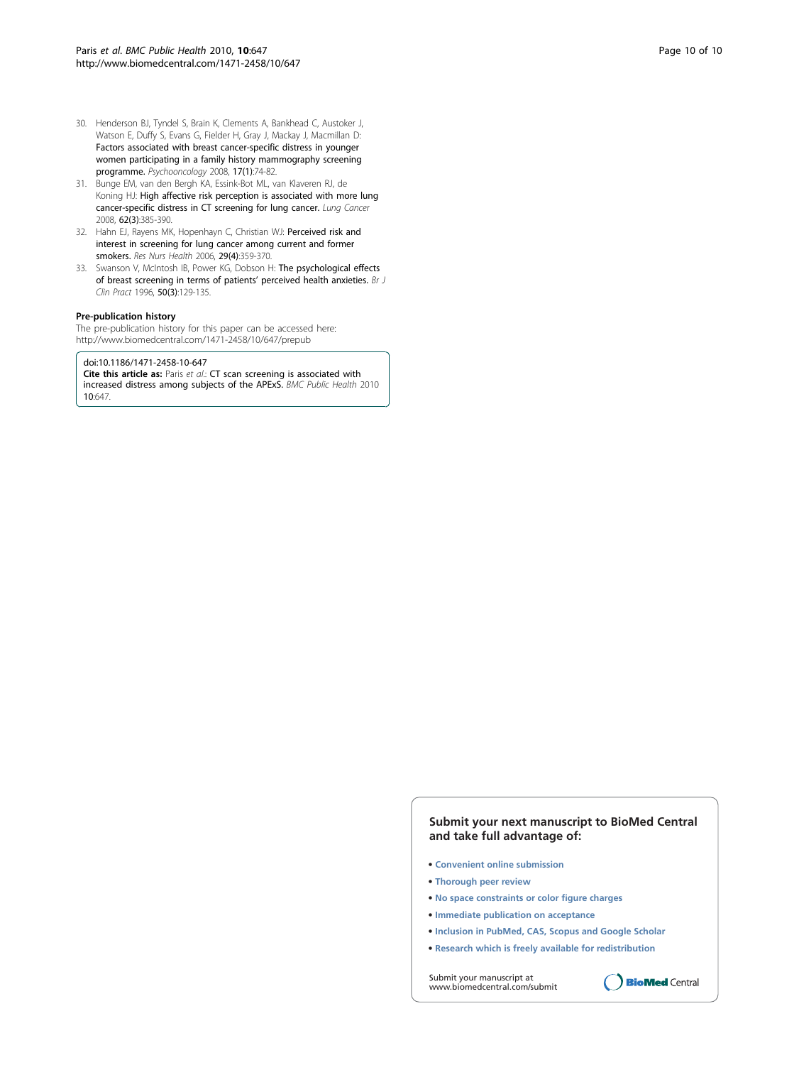30. Henderson BJ, Tyndel S, Brain K, Clements A, Bankhead C, Austoker J, Watson E, Duffy S, Evans G, Fielder H, Gray J, Mackay J, Macmillan D: **Factors associated with breast cancer-specific distress in younger women participating in a family history mammography screening programme.** *Psychooncology* 2008, **17(1)**:74-82.
31. Bunge EM, van den Bergh KA, Essink-Bot ML, van Klaveren RJ, de Koning HJ: **High affective risk perception is associated with more lung cancer-specific distress in CT screening for lung cancer.** *Lung Cancer* 2008, **62(3)**:385-390.
32. Hahn EJ, Rayens MK, Hopenhayn C, Christian WJ: **Perceived risk and interest in screening for lung cancer among current and former smokers.** *Res Nurs Health* 2006, **29(4)**:359-370.
33. Swanson V, McIntosh IB, Power KG, Dobson H: **The psychological effects of breast screening in terms of patients' perceived health anxieties.** *Br J Clin Pract* 1996, **50(3)**:129-135.

**Pre-publication history**

The pre-publication history for this paper can be accessed here: http://www.biomedcentral.com/1471-2458/10/647/prepub

doi:10.1186/1471-2458-10-647

**Cite this article as:** Paris *et al.*: CT scan screening is associated with increased distress among subjects of the APExS. *BMC Public Health* 2010 **10**:647.

**Submit your next manuscript to BioMed Central and take full advantage of:**

- Convenient online submission
- Thorough peer review
- No space constraints or color figure charges
- Immediate publication on acceptance
- Inclusion in PubMed, CAS, Scopus and Google Scholar
- Research which is freely available for redistribution

Submit your manuscript at www.biomedcentral.com/submit

BioMed Central